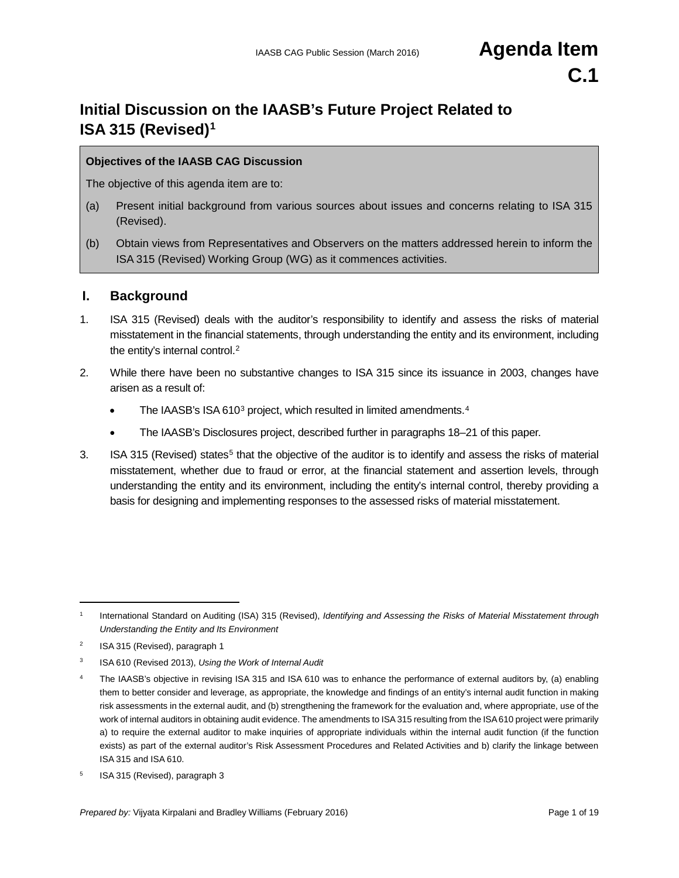IAASB CAG Public Session (March 2016)

**Agenda Item C.1**

# Initial Discussion on the IAASB's Future Project Related to ISA 315 (Revised)[1]

> **Objectives of the IAASB CAG Discussion**
>
> The objective of this agenda item are to:
>
> (a) Present initial background from various sources about issues and concerns relating to ISA 315 (Revised).
>
> (b) Obtain views from Representatives and Observers on the matters addressed herein to inform the ISA 315 (Revised) Working Group (WG) as it commences activities.

## I. Background

1. ISA 315 (Revised) deals with the auditor's responsibility to identify and assess the risks of material misstatement in the financial statements, through understanding the entity and its environment, including the entity's internal control.[2]

2. While there have been no substantive changes to ISA 315 since its issuance in 2003, changes have arisen as a result of:
   - The IAASB's ISA 610[3] project, which resulted in limited amendments.[4]
   - The IAASB's Disclosures project, described further in paragraphs 18–21 of this paper.

3. ISA 315 (Revised) states[5] that the objective of the auditor is to identify and assess the risks of material misstatement, whether due to fraud or error, at the financial statement and assertion levels, through understanding the entity and its environment, including the entity's internal control, thereby providing a basis for designing and implementing responses to the assessed risks of material misstatement.

---

[1] International Standard on Auditing (ISA) 315 (Revised), *Identifying and Assessing the Risks of Material Misstatement through Understanding the Entity and Its Environment*

[2] ISA 315 (Revised), paragraph 1

[3] ISA 610 (Revised 2013), *Using the Work of Internal Audit*

[4] The IAASB's objective in revising ISA 315 and ISA 610 was to enhance the performance of external auditors by, (a) enabling them to better consider and leverage, as appropriate, the knowledge and findings of an entity's internal audit function in making risk assessments in the external audit, and (b) strengthening the framework for the evaluation and, where appropriate, use of the work of internal auditors in obtaining audit evidence. The amendments to ISA 315 resulting from the ISA 610 project were primarily a) to require the external auditor to make inquiries of appropriate individuals within the internal audit function (if the function exists) as part of the external auditor's Risk Assessment Procedures and Related Activities and b) clarify the linkage between ISA 315 and ISA 610.

[5] ISA 315 (Revised), paragraph 3

*Prepared by:* Vijyata Kirpalani and Bradley Williams (February 2016)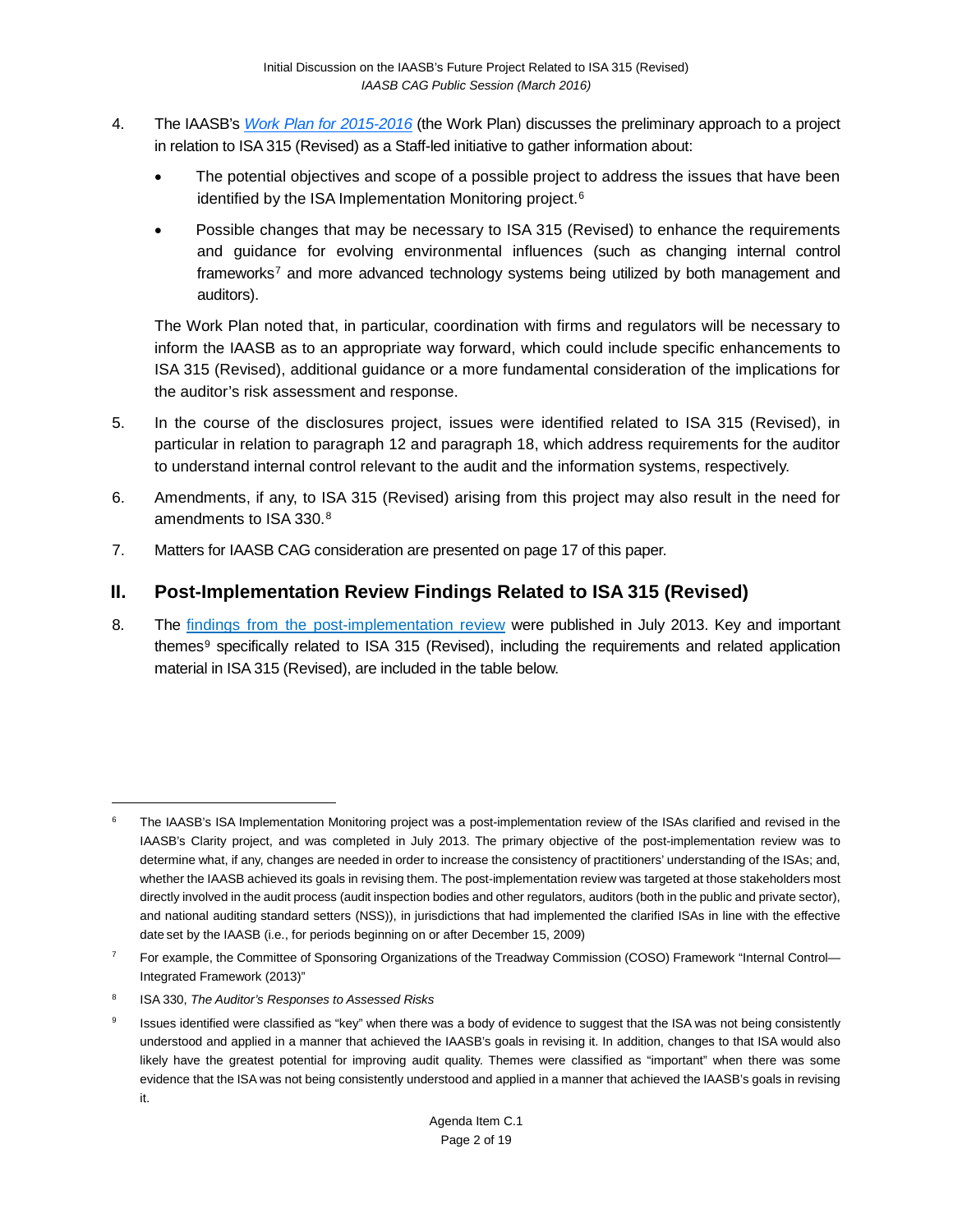4. The IAASB's *Work Plan for 2015-2016* (the Work Plan) discusses the preliminary approach to a project in relation to ISA 315 (Revised) as a Staff-led initiative to gather information about:

    - The potential objectives and scope of a possible project to address the issues that have been identified by the ISA Implementation Monitoring project.[6]
    - Possible changes that may be necessary to ISA 315 (Revised) to enhance the requirements and guidance for evolving environmental influences (such as changing internal control frameworks[7] and more advanced technology systems being utilized by both management and auditors).

    The Work Plan noted that, in particular, coordination with firms and regulators will be necessary to inform the IAASB as to an appropriate way forward, which could include specific enhancements to ISA 315 (Revised), additional guidance or a more fundamental consideration of the implications for the auditor's risk assessment and response.

5. In the course of the disclosures project, issues were identified related to ISA 315 (Revised), in particular in relation to paragraph 12 and paragraph 18, which address requirements for the auditor to understand internal control relevant to the audit and the information systems, respectively.

6. Amendments, if any, to ISA 315 (Revised) arising from this project may also result in the need for amendments to ISA 330.[8]

7. Matters for IAASB CAG consideration are presented on page 17 of this paper.

## II. Post-Implementation Review Findings Related to ISA 315 (Revised)

8. The findings from the post-implementation review were published in July 2013. Key and important themes[9] specifically related to ISA 315 (Revised), including the requirements and related application material in ISA 315 (Revised), are included in the table below.

---

[6] The IAASB's ISA Implementation Monitoring project was a post-implementation review of the ISAs clarified and revised in the IAASB's Clarity project, and was completed in July 2013. The primary objective of the post-implementation review was to determine what, if any, changes are needed in order to increase the consistency of practitioners' understanding of the ISAs; and, whether the IAASB achieved its goals in revising them. The post-implementation review was targeted at those stakeholders most directly involved in the audit process (audit inspection bodies and other regulators, auditors (both in the public and private sector), and national auditing standard setters (NSS)), in jurisdictions that had implemented the clarified ISAs in line with the effective date set by the IAASB (i.e., for periods beginning on or after December 15, 2009)

[7] For example, the Committee of Sponsoring Organizations of the Treadway Commission (COSO) Framework "Internal Control—Integrated Framework (2013)"

[8] ISA 330, *The Auditor's Responses to Assessed Risks*

[9] Issues identified were classified as "key" when there was a body of evidence to suggest that the ISA was not being consistently understood and applied in a manner that achieved the IAASB's goals in revising it. In addition, changes to that ISA would also likely have the greatest potential for improving audit quality. Themes were classified as "important" when there was some evidence that the ISA was not being consistently understood and applied in a manner that achieved the IAASB's goals in revising it.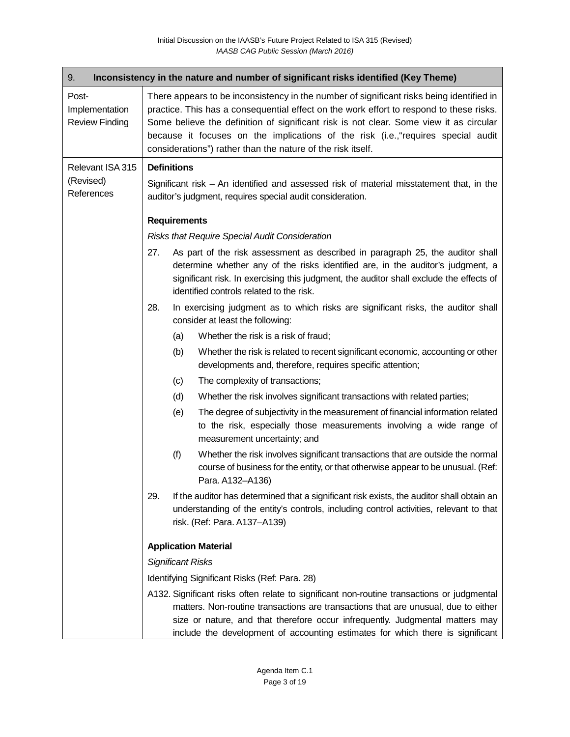| 9. | **Inconsistency in the nature and number of significant risks identified (Key Theme)** |
|---|---|
| Post-Implementation Review Finding | There appears to be inconsistency in the number of significant risks being identified in practice. This has a consequential effect on the work effort to respond to these risks. Some believe the definition of significant risk is not clear. Some view it as circular because it focuses on the implications of the risk (i.e.,"requires special audit considerations") rather than the nature of the risk itself. |
| Relevant ISA 315 (Revised) References | **Definitions**<br><br>Significant risk – An identified and assessed risk of material misstatement that, in the auditor's judgment, requires special audit consideration.<br><br>**Requirements**<br><br>*Risks that Require Special Audit Consideration*<br><br>27. As part of the risk assessment as described in paragraph 25, the auditor shall determine whether any of the risks identified are, in the auditor's judgment, a significant risk. In exercising this judgment, the auditor shall exclude the effects of identified controls related to the risk.<br><br>28. In exercising judgment as to which risks are significant risks, the auditor shall consider at least the following:<br><br>(a) Whether the risk is a risk of fraud;<br><br>(b) Whether the risk is related to recent significant economic, accounting or other developments and, therefore, requires specific attention;<br><br>(c) The complexity of transactions;<br><br>(d) Whether the risk involves significant transactions with related parties;<br><br>(e) The degree of subjectivity in the measurement of financial information related to the risk, especially those measurements involving a wide range of measurement uncertainty; and<br><br>(f) Whether the risk involves significant transactions that are outside the normal course of business for the entity, or that otherwise appear to be unusual. (Ref: Para. A132–A136)<br><br>29. If the auditor has determined that a significant risk exists, the auditor shall obtain an understanding of the entity's controls, including control activities, relevant to that risk. (Ref: Para. A137–A139)<br><br>**Application Material**<br><br>*Significant Risks*<br><br>Identifying Significant Risks (Ref: Para. 28)<br><br>A132. Significant risks often relate to significant non-routine transactions or judgmental matters. Non-routine transactions are transactions that are unusual, due to either size or nature, and that therefore occur infrequently. Judgmental matters may include the development of accounting estimates for which there is significant |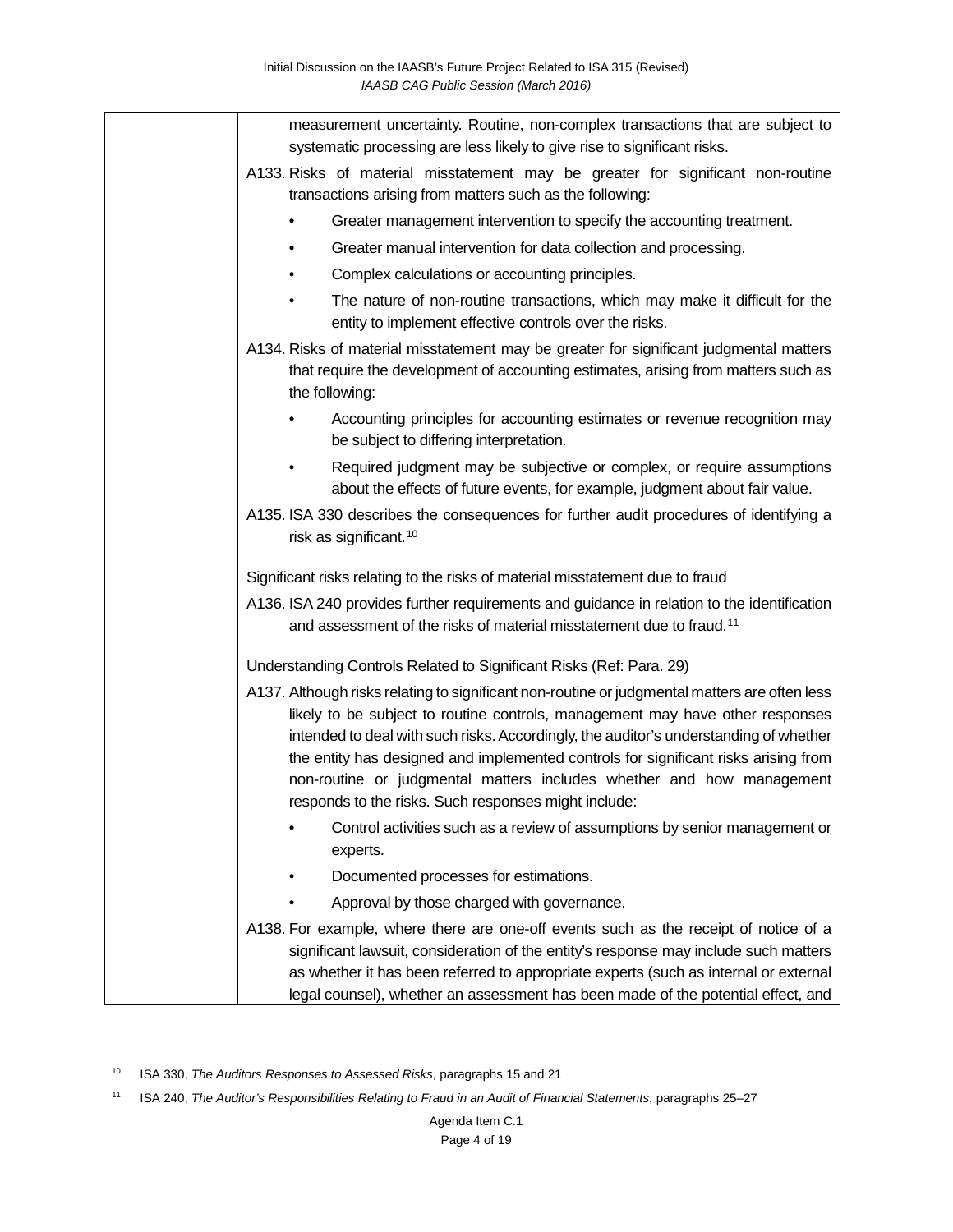| | measurement uncertainty. Routine, non-complex transactions that are subject to systematic processing are less likely to give rise to significant risks.<br><br>A133. Risks of material misstatement may be greater for significant non-routine transactions arising from matters such as the following:<br>• Greater management intervention to specify the accounting treatment.<br>• Greater manual intervention for data collection and processing.<br>• Complex calculations or accounting principles.<br>• The nature of non-routine transactions, which may make it difficult for the entity to implement effective controls over the risks.<br><br>A134. Risks of material misstatement may be greater for significant judgmental matters that require the development of accounting estimates, arising from matters such as the following:<br>• Accounting principles for accounting estimates or revenue recognition may be subject to differing interpretation.<br>• Required judgment may be subjective or complex, or require assumptions about the effects of future events, for example, judgment about fair value.<br><br>A135. ISA 330 describes the consequences for further audit procedures of identifying a risk as significant.[10]<br><br>Significant risks relating to the risks of material misstatement due to fraud<br><br>A136. ISA 240 provides further requirements and guidance in relation to the identification and assessment of the risks of material misstatement due to fraud.[11]<br><br>Understanding Controls Related to Significant Risks (Ref: Para. 29)<br><br>A137. Although risks relating to significant non-routine or judgmental matters are often less likely to be subject to routine controls, management may have other responses intended to deal with such risks. Accordingly, the auditor's understanding of whether the entity has designed and implemented controls for significant risks arising from non-routine or judgmental matters includes whether and how management responds to the risks. Such responses might include:<br>• Control activities such as a review of assumptions by senior management or experts.<br>• Documented processes for estimations.<br>• Approval by those charged with governance.<br><br>A138. For example, where there are one-off events such as the receipt of notice of a significant lawsuit, consideration of the entity's response may include such matters as whether it has been referred to appropriate experts (such as internal or external legal counsel), whether an assessment has been made of the potential effect, and |
|---|---|

[10] ISA 330, *The Auditors Responses to Assessed Risks*, paragraphs 15 and 21

[11] ISA 240, *The Auditor's Responsibilities Relating to Fraud in an Audit of Financial Statements*, paragraphs 25–27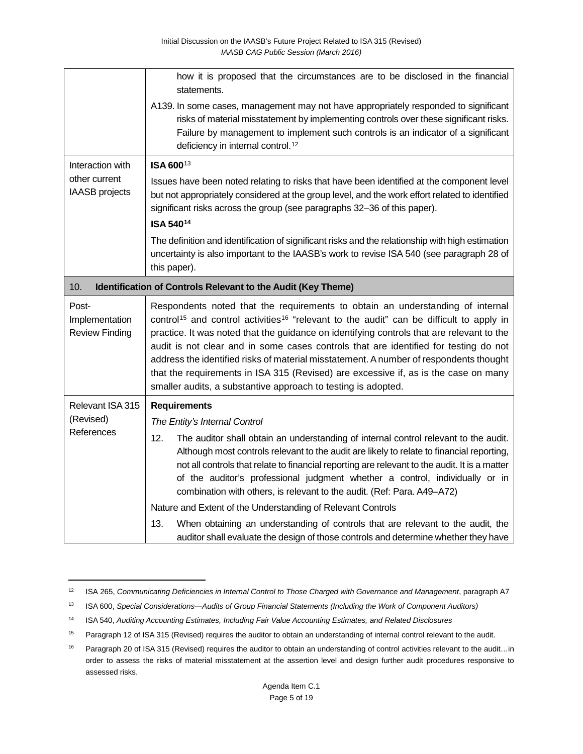| | |
|---|---|
| | how it is proposed that the circumstances are to be disclosed in the financial statements.<br><br>A139. In some cases, management may not have appropriately responded to significant risks of material misstatement by implementing controls over these significant risks. Failure by management to implement such controls is an indicator of a significant deficiency in internal control.[12] |
| Interaction with other current IAASB projects | **ISA 600**[13]<br><br>Issues have been noted relating to risks that have been identified at the component level but not appropriately considered at the group level, and the work effort related to identified significant risks across the group (see paragraphs 32–36 of this paper).<br><br>**ISA 540**[14]<br><br>The definition and identification of significant risks and the relationship with high estimation uncertainty is also important to the IAASB's work to revise ISA 540 (see paragraph 28 of this paper). |
| 10. | **Identification of Controls Relevant to the Audit (Key Theme)** |
| Post-Implementation Review Finding | Respondents noted that the requirements to obtain an understanding of internal control[15] and control activities[16] "relevant to the audit" can be difficult to apply in practice. It was noted that the guidance on identifying controls that are relevant to the audit is not clear and in some cases controls that are identified for testing do not address the identified risks of material misstatement. A number of respondents thought that the requirements in ISA 315 (Revised) are excessive if, as is the case on many smaller audits, a substantive approach to testing is adopted. |
| Relevant ISA 315 (Revised) References | **Requirements**<br><br>*The Entity's Internal Control*<br><br>12. The auditor shall obtain an understanding of internal control relevant to the audit. Although most controls relevant to the audit are likely to relate to financial reporting, not all controls that relate to financial reporting are relevant to the audit. It is a matter of the auditor's professional judgment whether a control, individually or in combination with others, is relevant to the audit. (Ref: Para. A49–A72)<br><br>Nature and Extent of the Understanding of Relevant Controls<br><br>13. When obtaining an understanding of controls that are relevant to the audit, the auditor shall evaluate the design of those controls and determine whether they have |

[12] ISA 265, *Communicating Deficiencies in Internal Control to Those Charged with Governance and Management*, paragraph A7

[13] ISA 600, *Special Considerations—Audits of Group Financial Statements (Including the Work of Component Auditors)*

[14] ISA 540, *Auditing Accounting Estimates, Including Fair Value Accounting Estimates, and Related Disclosures*

[15] Paragraph 12 of ISA 315 (Revised) requires the auditor to obtain an understanding of internal control relevant to the audit.

[16] Paragraph 20 of ISA 315 (Revised) requires the auditor to obtain an understanding of control activities relevant to the audit…in order to assess the risks of material misstatement at the assertion level and design further audit procedures responsive to assessed risks.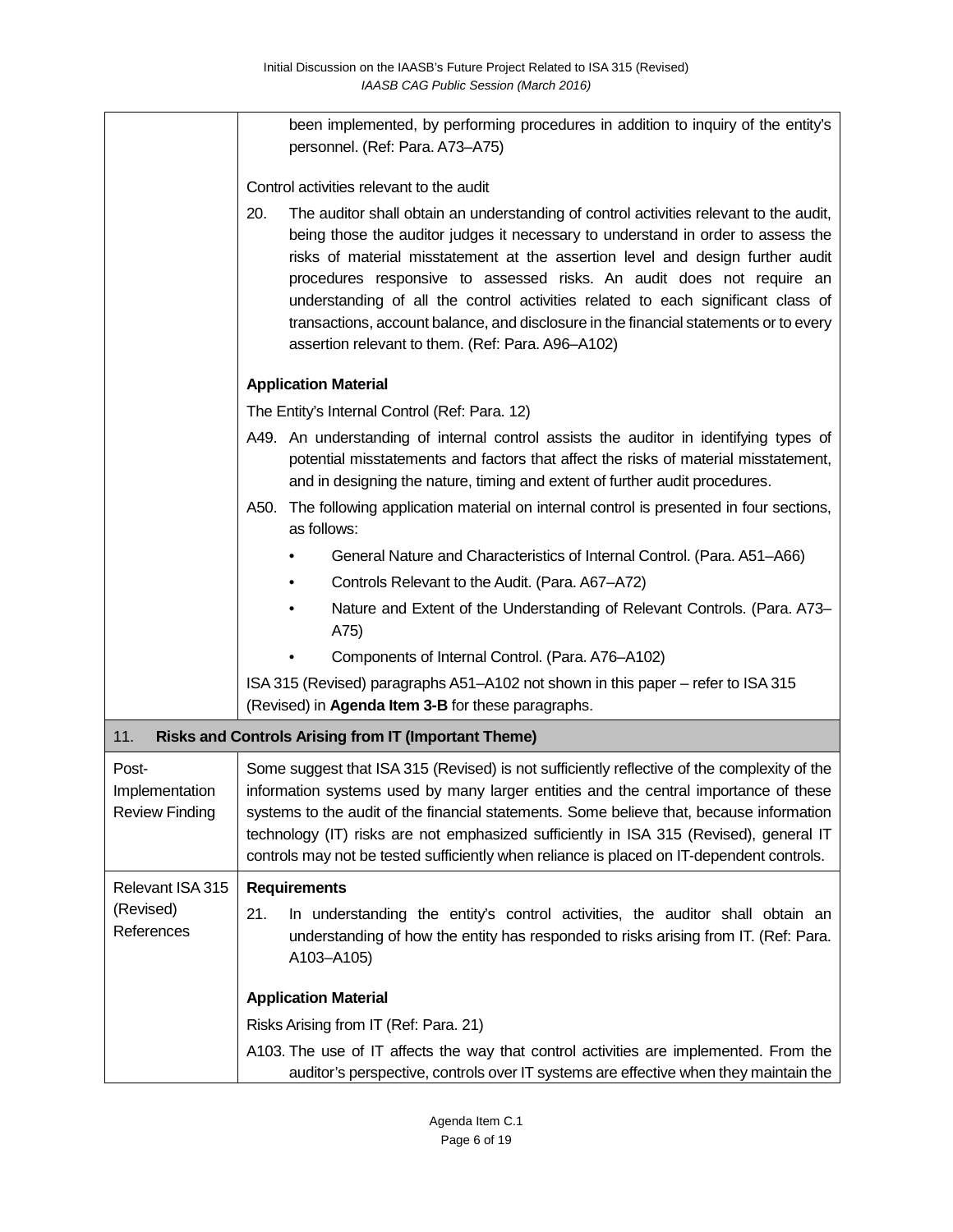| | |
|---|---|
| | been implemented, by performing procedures in addition to inquiry of the entity's personnel. (Ref: Para. A73–A75)<br><br>Control activities relevant to the audit<br><br>20. The auditor shall obtain an understanding of control activities relevant to the audit, being those the auditor judges it necessary to understand in order to assess the risks of material misstatement at the assertion level and design further audit procedures responsive to assessed risks. An audit does not require an understanding of all the control activities related to each significant class of transactions, account balance, and disclosure in the financial statements or to every assertion relevant to them. (Ref: Para. A96–A102)<br><br>**Application Material**<br><br>The Entity's Internal Control (Ref: Para. 12)<br><br>A49. An understanding of internal control assists the auditor in identifying types of potential misstatements and factors that affect the risks of material misstatement, and in designing the nature, timing and extent of further audit procedures.<br><br>A50. The following application material on internal control is presented in four sections, as follows:<br>• General Nature and Characteristics of Internal Control. (Para. A51–A66)<br>• Controls Relevant to the Audit. (Para. A67–A72)<br>• Nature and Extent of the Understanding of Relevant Controls. (Para. A73–A75)<br>• Components of Internal Control. (Para. A76–A102)<br><br>ISA 315 (Revised) paragraphs A51–A102 not shown in this paper – refer to ISA 315 (Revised) in **Agenda Item 3-B** for these paragraphs. |
| 11. **Risks and Controls Arising from IT (Important Theme)** | |
| Post-Implementation Review Finding | Some suggest that ISA 315 (Revised) is not sufficiently reflective of the complexity of the information systems used by many larger entities and the central importance of these systems to the audit of the financial statements. Some believe that, because information technology (IT) risks are not emphasized sufficiently in ISA 315 (Revised), general IT controls may not be tested sufficiently when reliance is placed on IT-dependent controls. |
| Relevant ISA 315 (Revised) References | **Requirements**<br><br>21. In understanding the entity's control activities, the auditor shall obtain an understanding of how the entity has responded to risks arising from IT. (Ref: Para. A103–A105)<br><br>**Application Material**<br><br>Risks Arising from IT (Ref: Para. 21)<br><br>A103. The use of IT affects the way that control activities are implemented. From the auditor's perspective, controls over IT systems are effective when they maintain the |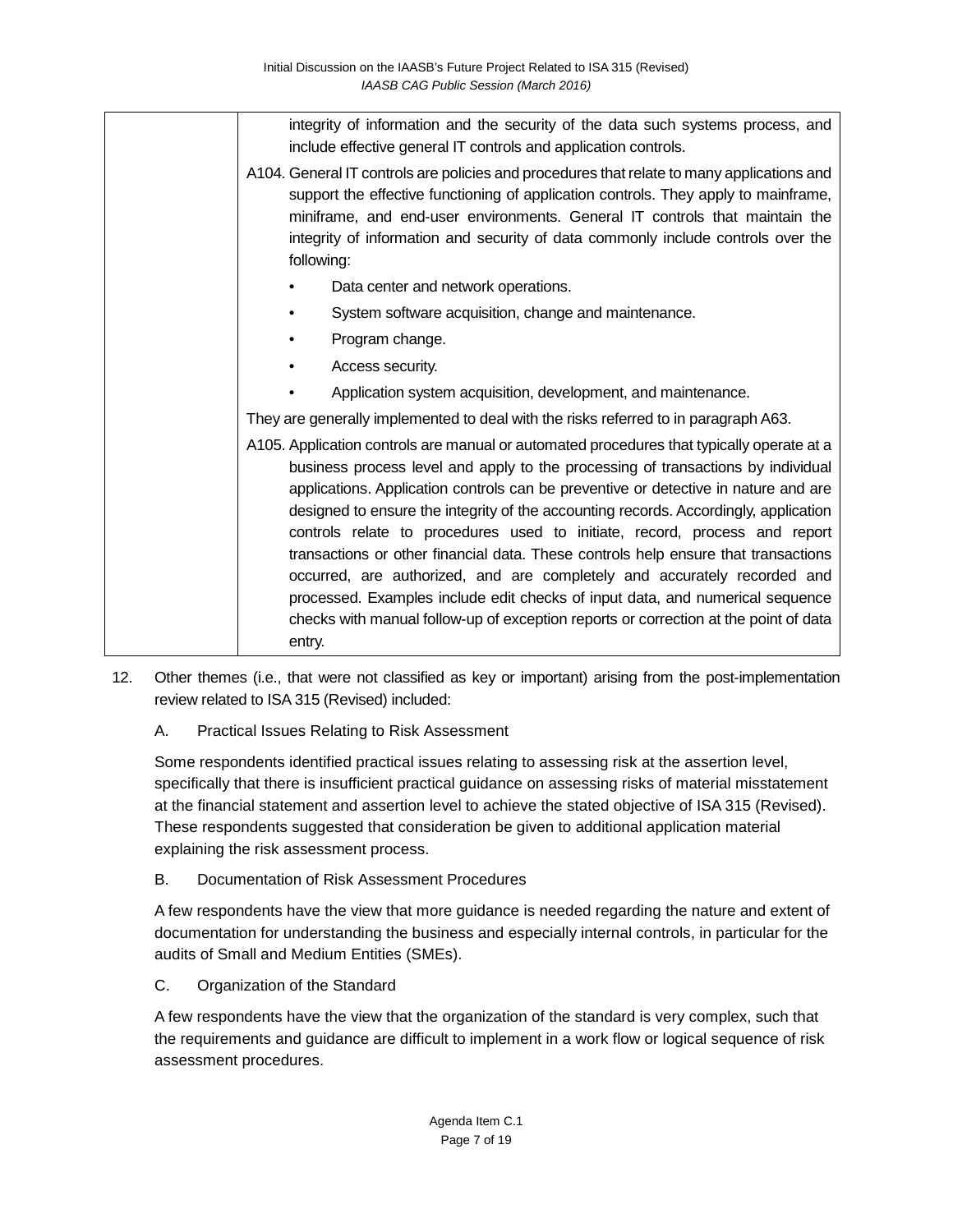| | |
|---|---|
| | integrity of information and the security of the data such systems process, and include effective general IT controls and application controls.<br><br>A104. General IT controls are policies and procedures that relate to many applications and support the effective functioning of application controls. They apply to mainframe, miniframe, and end-user environments. General IT controls that maintain the integrity of information and security of data commonly include controls over the following:<br><br>• Data center and network operations.<br>• System software acquisition, change and maintenance.<br>• Program change.<br>• Access security.<br>• Application system acquisition, development, and maintenance.<br><br>They are generally implemented to deal with the risks referred to in paragraph A63.<br><br>A105. Application controls are manual or automated procedures that typically operate at a business process level and apply to the processing of transactions by individual applications. Application controls can be preventive or detective in nature and are designed to ensure the integrity of the accounting records. Accordingly, application controls relate to procedures used to initiate, record, process and report transactions or other financial data. These controls help ensure that transactions occurred, are authorized, and are completely and accurately recorded and processed. Examples include edit checks of input data, and numerical sequence checks with manual follow-up of exception reports or correction at the point of data entry. |

12. Other themes (i.e., that were not classified as key or important) arising from the post-implementation review related to ISA 315 (Revised) included:

A. Practical Issues Relating to Risk Assessment

Some respondents identified practical issues relating to assessing risk at the assertion level, specifically that there is insufficient practical guidance on assessing risks of material misstatement at the financial statement and assertion level to achieve the stated objective of ISA 315 (Revised). These respondents suggested that consideration be given to additional application material explaining the risk assessment process.

B. Documentation of Risk Assessment Procedures

A few respondents have the view that more guidance is needed regarding the nature and extent of documentation for understanding the business and especially internal controls, in particular for the audits of Small and Medium Entities (SMEs).

C. Organization of the Standard

A few respondents have the view that the organization of the standard is very complex, such that the requirements and guidance are difficult to implement in a work flow or logical sequence of risk assessment procedures.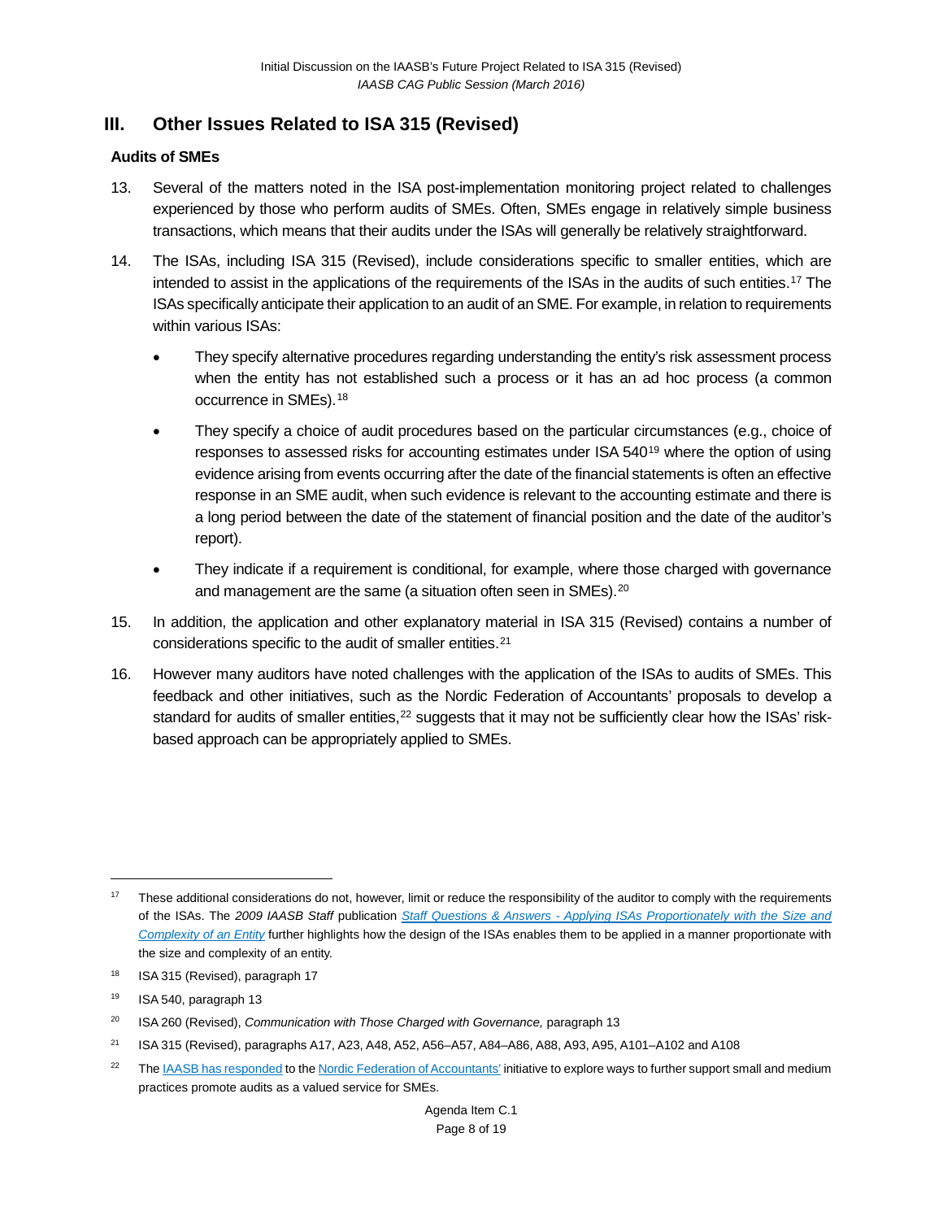## III. Other Issues Related to ISA 315 (Revised)

### Audits of SMEs

13. Several of the matters noted in the ISA post-implementation monitoring project related to challenges experienced by those who perform audits of SMEs. Often, SMEs engage in relatively simple business transactions, which means that their audits under the ISAs will generally be relatively straightforward.

14. The ISAs, including ISA 315 (Revised), include considerations specific to smaller entities, which are intended to assist in the applications of the requirements of the ISAs in the audits of such entities.[17] The ISAs specifically anticipate their application to an audit of an SME. For example, in relation to requirements within various ISAs:

    - They specify alternative procedures regarding understanding the entity's risk assessment process when the entity has not established such a process or it has an ad hoc process (a common occurrence in SMEs).[18]
    - They specify a choice of audit procedures based on the particular circumstances (e.g., choice of responses to assessed risks for accounting estimates under ISA 540[19] where the option of using evidence arising from events occurring after the date of the financial statements is often an effective response in an SME audit, when such evidence is relevant to the accounting estimate and there is a long period between the date of the statement of financial position and the date of the auditor's report).
    - They indicate if a requirement is conditional, for example, where those charged with governance and management are the same (a situation often seen in SMEs).[20]

15. In addition, the application and other explanatory material in ISA 315 (Revised) contains a number of considerations specific to the audit of smaller entities.[21]

16. However many auditors have noted challenges with the application of the ISAs to audits of SMEs. This feedback and other initiatives, such as the Nordic Federation of Accountants' proposals to develop a standard for audits of smaller entities,[22] suggests that it may not be sufficiently clear how the ISAs' risk-based approach can be appropriately applied to SMEs.

---

[17] These additional considerations do not, however, limit or reduce the responsibility of the auditor to comply with the requirements of the ISAs. The *2009 IAASB Staff* publication *Staff Questions & Answers - Applying ISAs Proportionately with the Size and Complexity of an Entity* further highlights how the design of the ISAs enables them to be applied in a manner proportionate with the size and complexity of an entity.

[18] ISA 315 (Revised), paragraph 17

[19] ISA 540, paragraph 13

[20] ISA 260 (Revised), *Communication with Those Charged with Governance,* paragraph 13

[21] ISA 315 (Revised), paragraphs A17, A23, A48, A52, A56–A57, A84–A86, A88, A93, A95, A101–A102 and A108

[22] The IAASB has responded to the Nordic Federation of Accountants' initiative to explore ways to further support small and medium practices promote audits as a valued service for SMEs.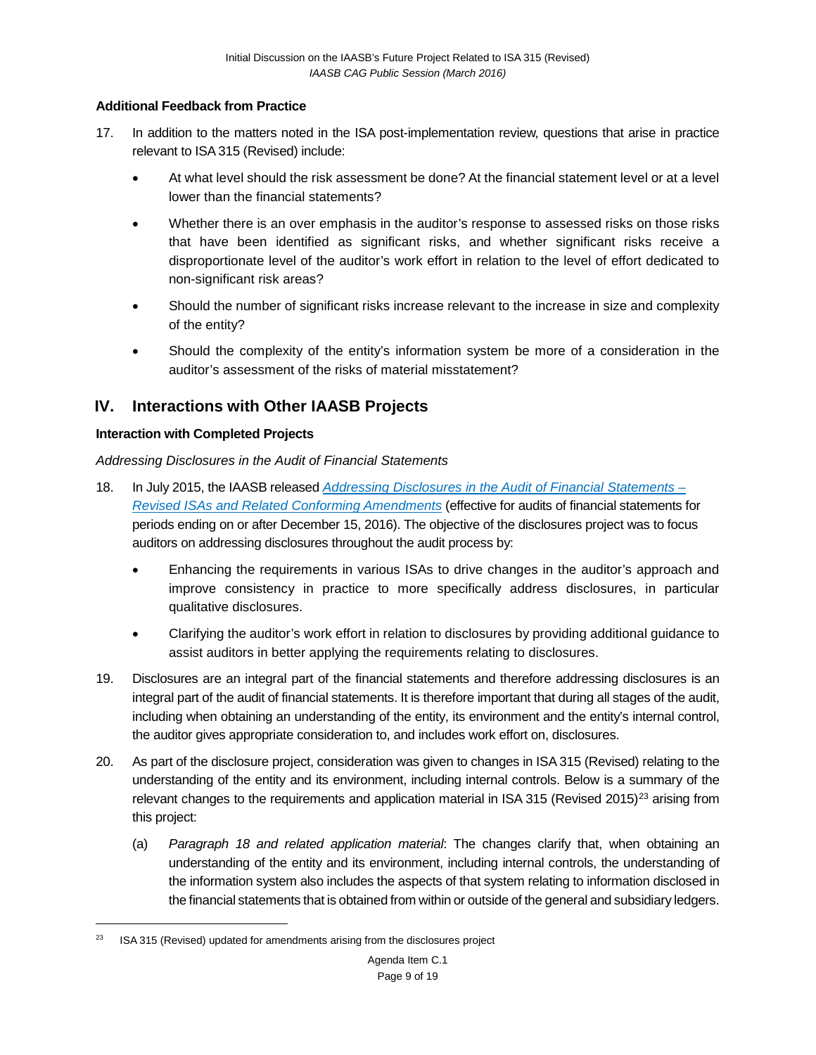**Additional Feedback from Practice**

17. In addition to the matters noted in the ISA post-implementation review, questions that arise in practice relevant to ISA 315 (Revised) include:

    - At what level should the risk assessment be done? At the financial statement level or at a level lower than the financial statements?
    - Whether there is an over emphasis in the auditor's response to assessed risks on those risks that have been identified as significant risks, and whether significant risks receive a disproportionate level of the auditor's work effort in relation to the level of effort dedicated to non-significant risk areas?
    - Should the number of significant risks increase relevant to the increase in size and complexity of the entity?
    - Should the complexity of the entity's information system be more of a consideration in the auditor's assessment of the risks of material misstatement?

## IV. Interactions with Other IAASB Projects

**Interaction with Completed Projects**

*Addressing Disclosures in the Audit of Financial Statements*

18. In July 2015, the IAASB released *Addressing Disclosures in the Audit of Financial Statements – Revised ISAs and Related Conforming Amendments* (effective for audits of financial statements for periods ending on or after December 15, 2016). The objective of the disclosures project was to focus auditors on addressing disclosures throughout the audit process by:

    - Enhancing the requirements in various ISAs to drive changes in the auditor's approach and improve consistency in practice to more specifically address disclosures, in particular qualitative disclosures.
    - Clarifying the auditor's work effort in relation to disclosures by providing additional guidance to assist auditors in better applying the requirements relating to disclosures.

19. Disclosures are an integral part of the financial statements and therefore addressing disclosures is an integral part of the audit of financial statements. It is therefore important that during all stages of the audit, including when obtaining an understanding of the entity, its environment and the entity's internal control, the auditor gives appropriate consideration to, and includes work effort on, disclosures.

20. As part of the disclosure project, consideration was given to changes in ISA 315 (Revised) relating to the understanding of the entity and its environment, including internal controls. Below is a summary of the relevant changes to the requirements and application material in ISA 315 (Revised 2015)[23] arising from this project:

    (a) *Paragraph 18 and related application material*: The changes clarify that, when obtaining an understanding of the entity and its environment, including internal controls, the understanding of the information system also includes the aspects of that system relating to information disclosed in the financial statements that is obtained from within or outside of the general and subsidiary ledgers.

---

[23] ISA 315 (Revised) updated for amendments arising from the disclosures project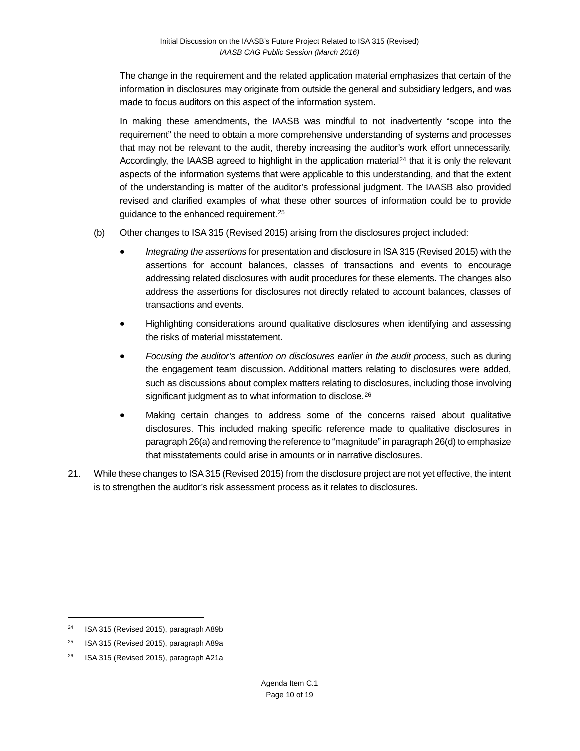The change in the requirement and the related application material emphasizes that certain of the information in disclosures may originate from outside the general and subsidiary ledgers, and was made to focus auditors on this aspect of the information system.

In making these amendments, the IAASB was mindful to not inadvertently "scope into the requirement" the need to obtain a more comprehensive understanding of systems and processes that may not be relevant to the audit, thereby increasing the auditor's work effort unnecessarily. Accordingly, the IAASB agreed to highlight in the application material[24] that it is only the relevant aspects of the information systems that were applicable to this understanding, and that the extent of the understanding is matter of the auditor's professional judgment. The IAASB also provided revised and clarified examples of what these other sources of information could be to provide guidance to the enhanced requirement.[25]

(b) Other changes to ISA 315 (Revised 2015) arising from the disclosures project included:

- *Integrating the assertions* for presentation and disclosure in ISA 315 (Revised 2015) with the assertions for account balances, classes of transactions and events to encourage addressing related disclosures with audit procedures for these elements. The changes also address the assertions for disclosures not directly related to account balances, classes of transactions and events.
- Highlighting considerations around qualitative disclosures when identifying and assessing the risks of material misstatement.
- *Focusing the auditor's attention on disclosures earlier in the audit process*, such as during the engagement team discussion. Additional matters relating to disclosures were added, such as discussions about complex matters relating to disclosures, including those involving significant judgment as to what information to disclose.[26]
- Making certain changes to address some of the concerns raised about qualitative disclosures. This included making specific reference made to qualitative disclosures in paragraph 26(a) and removing the reference to "magnitude" in paragraph 26(d) to emphasize that misstatements could arise in amounts or in narrative disclosures.

21. While these changes to ISA 315 (Revised 2015) from the disclosure project are not yet effective, the intent is to strengthen the auditor's risk assessment process as it relates to disclosures.

---

[24] ISA 315 (Revised 2015), paragraph A89b

[25] ISA 315 (Revised 2015), paragraph A89a

[26] ISA 315 (Revised 2015), paragraph A21a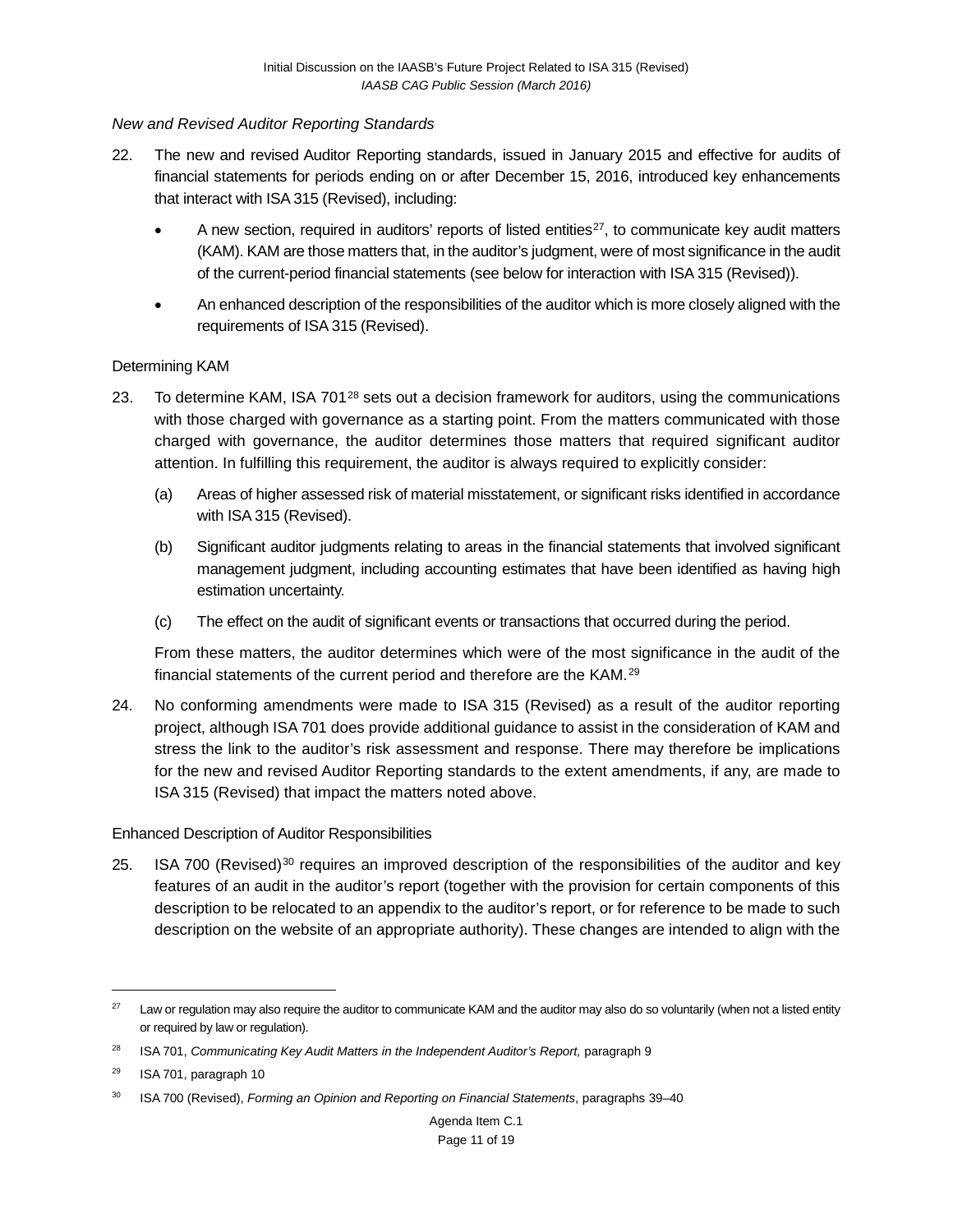*New and Revised Auditor Reporting Standards*

22. The new and revised Auditor Reporting standards, issued in January 2015 and effective for audits of financial statements for periods ending on or after December 15, 2016, introduced key enhancements that interact with ISA 315 (Revised), including:

    - A new section, required in auditors' reports of listed entities[27], to communicate key audit matters (KAM). KAM are those matters that, in the auditor's judgment, were of most significance in the audit of the current-period financial statements (see below for interaction with ISA 315 (Revised)).
    - An enhanced description of the responsibilities of the auditor which is more closely aligned with the requirements of ISA 315 (Revised).

Determining KAM

23. To determine KAM, ISA 701[28] sets out a decision framework for auditors, using the communications with those charged with governance as a starting point. From the matters communicated with those charged with governance, the auditor determines those matters that required significant auditor attention. In fulfilling this requirement, the auditor is always required to explicitly consider:

    (a) Areas of higher assessed risk of material misstatement, or significant risks identified in accordance with ISA 315 (Revised).

    (b) Significant auditor judgments relating to areas in the financial statements that involved significant management judgment, including accounting estimates that have been identified as having high estimation uncertainty.

    (c) The effect on the audit of significant events or transactions that occurred during the period.

    From these matters, the auditor determines which were of the most significance in the audit of the financial statements of the current period and therefore are the KAM.[29]

24. No conforming amendments were made to ISA 315 (Revised) as a result of the auditor reporting project, although ISA 701 does provide additional guidance to assist in the consideration of KAM and stress the link to the auditor's risk assessment and response. There may therefore be implications for the new and revised Auditor Reporting standards to the extent amendments, if any, are made to ISA 315 (Revised) that impact the matters noted above.

Enhanced Description of Auditor Responsibilities

25. ISA 700 (Revised)[30] requires an improved description of the responsibilities of the auditor and key features of an audit in the auditor's report (together with the provision for certain components of this description to be relocated to an appendix to the auditor's report, or for reference to be made to such description on the website of an appropriate authority). These changes are intended to align with the

---

[27] Law or regulation may also require the auditor to communicate KAM and the auditor may also do so voluntarily (when not a listed entity or required by law or regulation).

[28] ISA 701, *Communicating Key Audit Matters in the Independent Auditor's Report,* paragraph 9

[29] ISA 701, paragraph 10

[30] ISA 700 (Revised), *Forming an Opinion and Reporting on Financial Statements*, paragraphs 39–40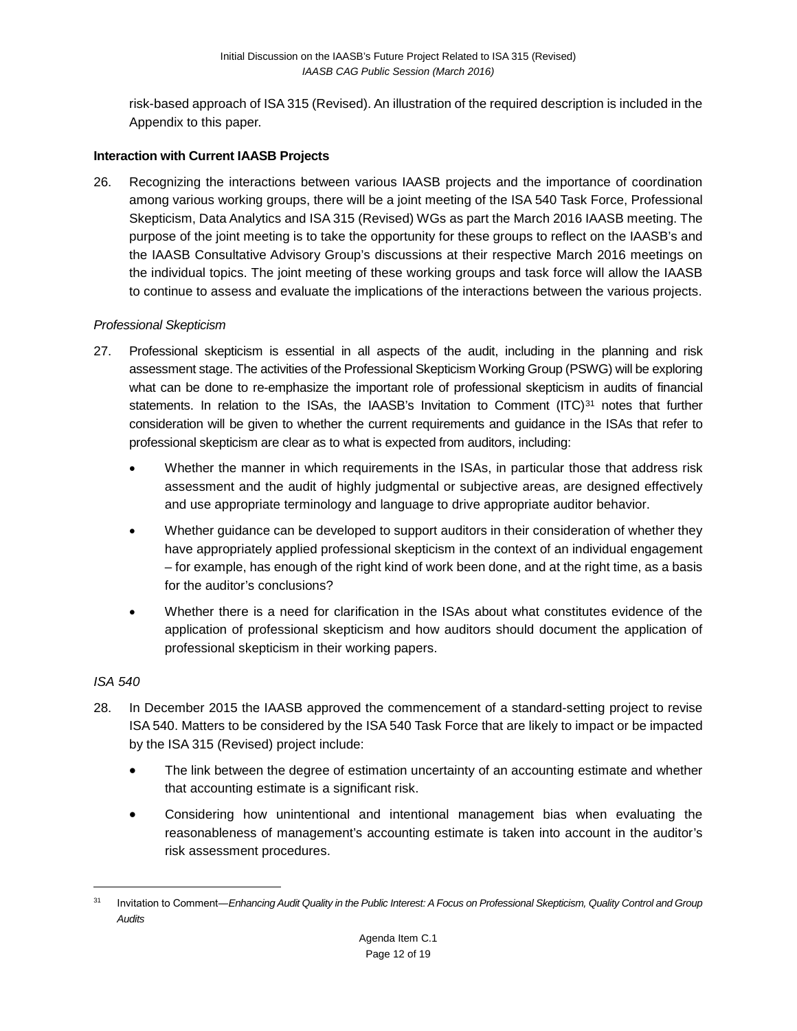risk-based approach of ISA 315 (Revised). An illustration of the required description is included in the Appendix to this paper.

**Interaction with Current IAASB Projects**

26. Recognizing the interactions between various IAASB projects and the importance of coordination among various working groups, there will be a joint meeting of the ISA 540 Task Force, Professional Skepticism, Data Analytics and ISA 315 (Revised) WGs as part the March 2016 IAASB meeting. The purpose of the joint meeting is to take the opportunity for these groups to reflect on the IAASB's and the IAASB Consultative Advisory Group's discussions at their respective March 2016 meetings on the individual topics. The joint meeting of these working groups and task force will allow the IAASB to continue to assess and evaluate the implications of the interactions between the various projects.

*Professional Skepticism*

27. Professional skepticism is essential in all aspects of the audit, including in the planning and risk assessment stage. The activities of the Professional Skepticism Working Group (PSWG) will be exploring what can be done to re-emphasize the important role of professional skepticism in audits of financial statements. In relation to the ISAs, the IAASB's Invitation to Comment (ITC)[31] notes that further consideration will be given to whether the current requirements and guidance in the ISAs that refer to professional skepticism are clear as to what is expected from auditors, including:

   - Whether the manner in which requirements in the ISAs, in particular those that address risk assessment and the audit of highly judgmental or subjective areas, are designed effectively and use appropriate terminology and language to drive appropriate auditor behavior.
   - Whether guidance can be developed to support auditors in their consideration of whether they have appropriately applied professional skepticism in the context of an individual engagement – for example, has enough of the right kind of work been done, and at the right time, as a basis for the auditor's conclusions?
   - Whether there is a need for clarification in the ISAs about what constitutes evidence of the application of professional skepticism and how auditors should document the application of professional skepticism in their working papers.

*ISA 540*

28. In December 2015 the IAASB approved the commencement of a standard-setting project to revise ISA 540. Matters to be considered by the ISA 540 Task Force that are likely to impact or be impacted by the ISA 315 (Revised) project include:

   - The link between the degree of estimation uncertainty of an accounting estimate and whether that accounting estimate is a significant risk.
   - Considering how unintentional and intentional management bias when evaluating the reasonableness of management's accounting estimate is taken into account in the auditor's risk assessment procedures.

---

[31] Invitation to Comment—*Enhancing Audit Quality in the Public Interest: A Focus on Professional Skepticism, Quality Control and Group Audits*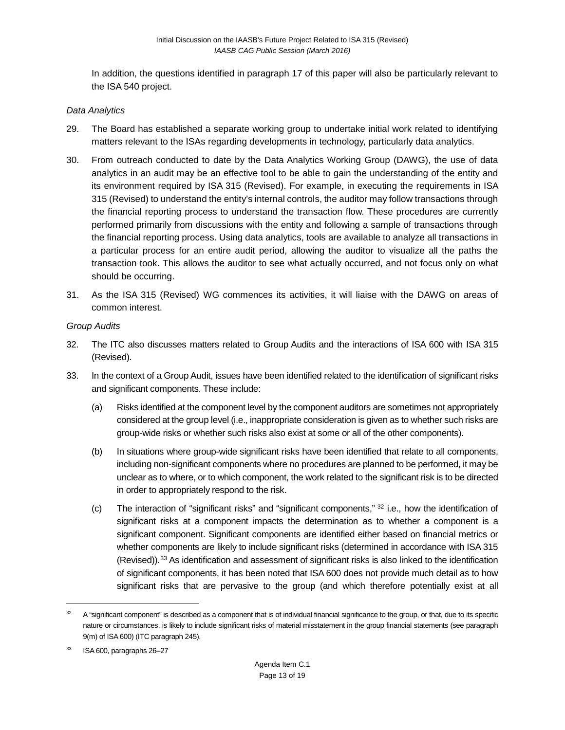In addition, the questions identified in paragraph 17 of this paper will also be particularly relevant to the ISA 540 project.

*Data Analytics*

29. The Board has established a separate working group to undertake initial work related to identifying matters relevant to the ISAs regarding developments in technology, particularly data analytics.

30. From outreach conducted to date by the Data Analytics Working Group (DAWG), the use of data analytics in an audit may be an effective tool to be able to gain the understanding of the entity and its environment required by ISA 315 (Revised). For example, in executing the requirements in ISA 315 (Revised) to understand the entity's internal controls, the auditor may follow transactions through the financial reporting process to understand the transaction flow. These procedures are currently performed primarily from discussions with the entity and following a sample of transactions through the financial reporting process. Using data analytics, tools are available to analyze all transactions in a particular process for an entire audit period, allowing the auditor to visualize all the paths the transaction took. This allows the auditor to see what actually occurred, and not focus only on what should be occurring.

31. As the ISA 315 (Revised) WG commences its activities, it will liaise with the DAWG on areas of common interest.

*Group Audits*

32. The ITC also discusses matters related to Group Audits and the interactions of ISA 600 with ISA 315 (Revised).

33. In the context of a Group Audit, issues have been identified related to the identification of significant risks and significant components. These include:

    (a) Risks identified at the component level by the component auditors are sometimes not appropriately considered at the group level (i.e., inappropriate consideration is given as to whether such risks are group-wide risks or whether such risks also exist at some or all of the other components).

    (b) In situations where group-wide significant risks have been identified that relate to all components, including non-significant components where no procedures are planned to be performed, it may be unclear as to where, or to which component, the work related to the significant risk is to be directed in order to appropriately respond to the risk.

    (c) The interaction of "significant risks" and "significant components," [32] i.e., how the identification of significant risks at a component impacts the determination as to whether a component is a significant component. Significant components are identified either based on financial metrics or whether components are likely to include significant risks (determined in accordance with ISA 315 (Revised)).[33] As identification and assessment of significant risks is also linked to the identification of significant components, it has been noted that ISA 600 does not provide much detail as to how significant risks that are pervasive to the group (and which therefore potentially exist at all

---

[32] A "significant component" is described as a component that is of individual financial significance to the group, or that, due to its specific nature or circumstances, is likely to include significant risks of material misstatement in the group financial statements (see paragraph 9(m) of ISA 600) (ITC paragraph 245).

[33] ISA 600, paragraphs 26–27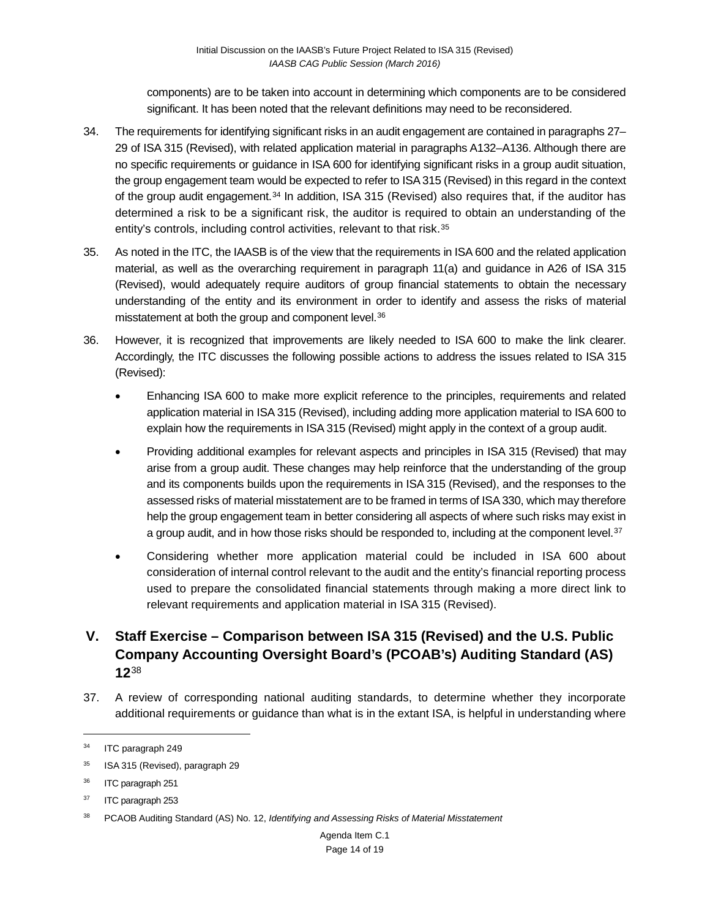components) are to be taken into account in determining which components are to be considered significant. It has been noted that the relevant definitions may need to be reconsidered.

34. The requirements for identifying significant risks in an audit engagement are contained in paragraphs 27–29 of ISA 315 (Revised), with related application material in paragraphs A132–A136. Although there are no specific requirements or guidance in ISA 600 for identifying significant risks in a group audit situation, the group engagement team would be expected to refer to ISA 315 (Revised) in this regard in the context of the group audit engagement.[34] In addition, ISA 315 (Revised) also requires that, if the auditor has determined a risk to be a significant risk, the auditor is required to obtain an understanding of the entity's controls, including control activities, relevant to that risk.[35]

35. As noted in the ITC, the IAASB is of the view that the requirements in ISA 600 and the related application material, as well as the overarching requirement in paragraph 11(a) and guidance in A26 of ISA 315 (Revised), would adequately require auditors of group financial statements to obtain the necessary understanding of the entity and its environment in order to identify and assess the risks of material misstatement at both the group and component level.[36]

36. However, it is recognized that improvements are likely needed to ISA 600 to make the link clearer. Accordingly, the ITC discusses the following possible actions to address the issues related to ISA 315 (Revised):

   - Enhancing ISA 600 to make more explicit reference to the principles, requirements and related application material in ISA 315 (Revised), including adding more application material to ISA 600 to explain how the requirements in ISA 315 (Revised) might apply in the context of a group audit.
   - Providing additional examples for relevant aspects and principles in ISA 315 (Revised) that may arise from a group audit. These changes may help reinforce that the understanding of the group and its components builds upon the requirements in ISA 315 (Revised), and the responses to the assessed risks of material misstatement are to be framed in terms of ISA 330, which may therefore help the group engagement team in better considering all aspects of where such risks may exist in a group audit, and in how those risks should be responded to, including at the component level.[37]
   - Considering whether more application material could be included in ISA 600 about consideration of internal control relevant to the audit and the entity's financial reporting process used to prepare the consolidated financial statements through making a more direct link to relevant requirements and application material in ISA 315 (Revised).

## V. Staff Exercise – Comparison between ISA 315 (Revised) and the U.S. Public Company Accounting Oversight Board's (PCOAB's) Auditing Standard (AS) 12[38]

37. A review of corresponding national auditing standards, to determine whether they incorporate additional requirements or guidance than what is in the extant ISA, is helpful in understanding where

---

[34] ITC paragraph 249

[35] ISA 315 (Revised), paragraph 29

[36] ITC paragraph 251

[37] ITC paragraph 253

[38] PCAOB Auditing Standard (AS) No. 12, *Identifying and Assessing Risks of Material Misstatement*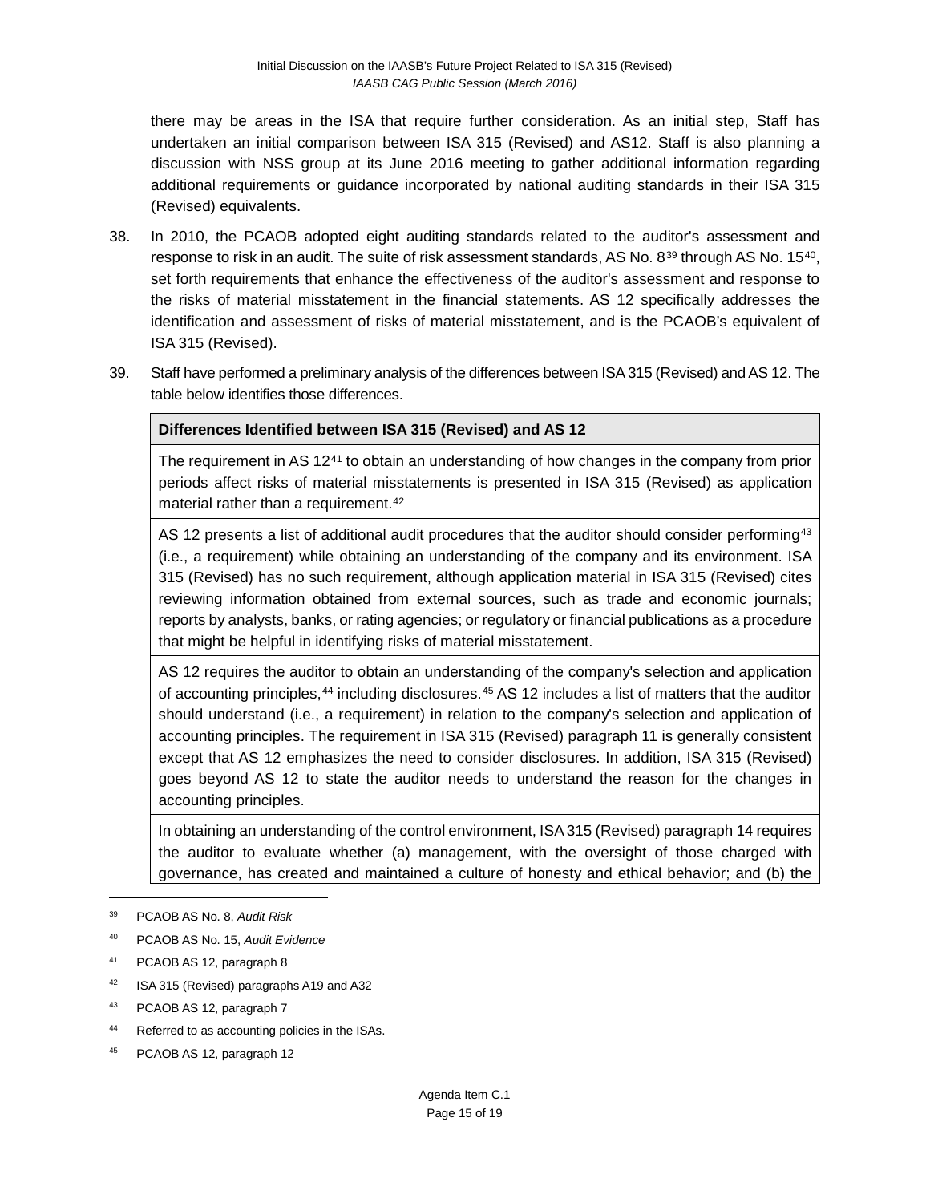there may be areas in the ISA that require further consideration. As an initial step, Staff has undertaken an initial comparison between ISA 315 (Revised) and AS12. Staff is also planning a discussion with NSS group at its June 2016 meeting to gather additional information regarding additional requirements or guidance incorporated by national auditing standards in their ISA 315 (Revised) equivalents.

38. In 2010, the PCAOB adopted eight auditing standards related to the auditor's assessment and response to risk in an audit. The suite of risk assessment standards, AS No. 8[39] through AS No. 15[40], set forth requirements that enhance the effectiveness of the auditor's assessment and response to the risks of material misstatement in the financial statements. AS 12 specifically addresses the identification and assessment of risks of material misstatement, and is the PCAOB's equivalent of ISA 315 (Revised).

39. Staff have performed a preliminary analysis of the differences between ISA 315 (Revised) and AS 12. The table below identifies those differences.

| **Differences Identified between ISA 315 (Revised) and AS 12** |
|---|
| The requirement in AS 12[41] to obtain an understanding of how changes in the company from prior periods affect risks of material misstatements is presented in ISA 315 (Revised) as application material rather than a requirement.[42] |
| AS 12 presents a list of additional audit procedures that the auditor should consider performing[43] (i.e., a requirement) while obtaining an understanding of the company and its environment. ISA 315 (Revised) has no such requirement, although application material in ISA 315 (Revised) cites reviewing information obtained from external sources, such as trade and economic journals; reports by analysts, banks, or rating agencies; or regulatory or financial publications as a procedure that might be helpful in identifying risks of material misstatement. |
| AS 12 requires the auditor to obtain an understanding of the company's selection and application of accounting principles,[44] including disclosures.[45] AS 12 includes a list of matters that the auditor should understand (i.e., a requirement) in relation to the company's selection and application of accounting principles. The requirement in ISA 315 (Revised) paragraph 11 is generally consistent except that AS 12 emphasizes the need to consider disclosures. In addition, ISA 315 (Revised) goes beyond AS 12 to state the auditor needs to understand the reason for the changes in accounting principles. |
| In obtaining an understanding of the control environment, ISA 315 (Revised) paragraph 14 requires the auditor to evaluate whether (a) management, with the oversight of those charged with governance, has created and maintained a culture of honesty and ethical behavior; and (b) the |

[39] PCAOB AS No. 8, *Audit Risk*

[40] PCAOB AS No. 15, *Audit Evidence*

[41] PCAOB AS 12, paragraph 8

[42] ISA 315 (Revised) paragraphs A19 and A32

[43] PCAOB AS 12, paragraph 7

[44] Referred to as accounting policies in the ISAs.

[45] PCAOB AS 12, paragraph 12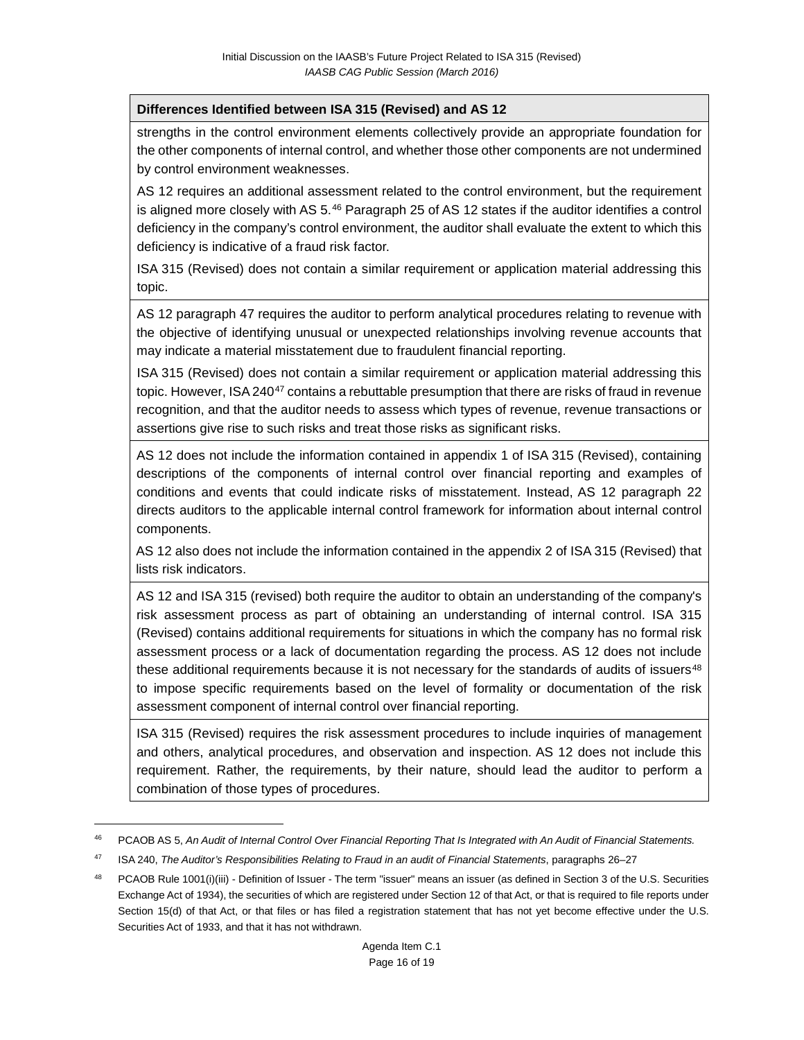| Differences Identified between ISA 315 (Revised) and AS 12 |
|---|
| strengths in the control environment elements collectively provide an appropriate foundation for the other components of internal control, and whether those other components are not undermined by control environment weaknesses. <br><br> AS 12 requires an additional assessment related to the control environment, but the requirement is aligned more closely with AS 5.[46] Paragraph 25 of AS 12 states if the auditor identifies a control deficiency in the company's control environment, the auditor shall evaluate the extent to which this deficiency is indicative of a fraud risk factor. <br><br> ISA 315 (Revised) does not contain a similar requirement or application material addressing this topic. |
| AS 12 paragraph 47 requires the auditor to perform analytical procedures relating to revenue with the objective of identifying unusual or unexpected relationships involving revenue accounts that may indicate a material misstatement due to fraudulent financial reporting. <br><br> ISA 315 (Revised) does not contain a similar requirement or application material addressing this topic. However, ISA 240[47] contains a rebuttable presumption that there are risks of fraud in revenue recognition, and that the auditor needs to assess which types of revenue, revenue transactions or assertions give rise to such risks and treat those risks as significant risks. |
| AS 12 does not include the information contained in appendix 1 of ISA 315 (Revised), containing descriptions of the components of internal control over financial reporting and examples of conditions and events that could indicate risks of misstatement. Instead, AS 12 paragraph 22 directs auditors to the applicable internal control framework for information about internal control components. <br><br> AS 12 also does not include the information contained in the appendix 2 of ISA 315 (Revised) that lists risk indicators. |
| AS 12 and ISA 315 (revised) both require the auditor to obtain an understanding of the company's risk assessment process as part of obtaining an understanding of internal control. ISA 315 (Revised) contains additional requirements for situations in which the company has no formal risk assessment process or a lack of documentation regarding the process. AS 12 does not include these additional requirements because it is not necessary for the standards of audits of issuers[48] to impose specific requirements based on the level of formality or documentation of the risk assessment component of internal control over financial reporting. |
| ISA 315 (Revised) requires the risk assessment procedures to include inquiries of management and others, analytical procedures, and observation and inspection. AS 12 does not include this requirement. Rather, the requirements, by their nature, should lead the auditor to perform a combination of those types of procedures. |

[46] PCAOB AS 5, *An Audit of Internal Control Over Financial Reporting That Is Integrated with An Audit of Financial Statements.*

[47] ISA 240, *The Auditor's Responsibilities Relating to Fraud in an audit of Financial Statements*, paragraphs 26–27

[48] PCAOB Rule 1001(i)(iii) - Definition of Issuer - The term "issuer" means an issuer (as defined in Section 3 of the U.S. Securities Exchange Act of 1934), the securities of which are registered under Section 12 of that Act, or that is required to file reports under Section 15(d) of that Act, or that files or has filed a registration statement that has not yet become effective under the U.S. Securities Act of 1933, and that it has not withdrawn.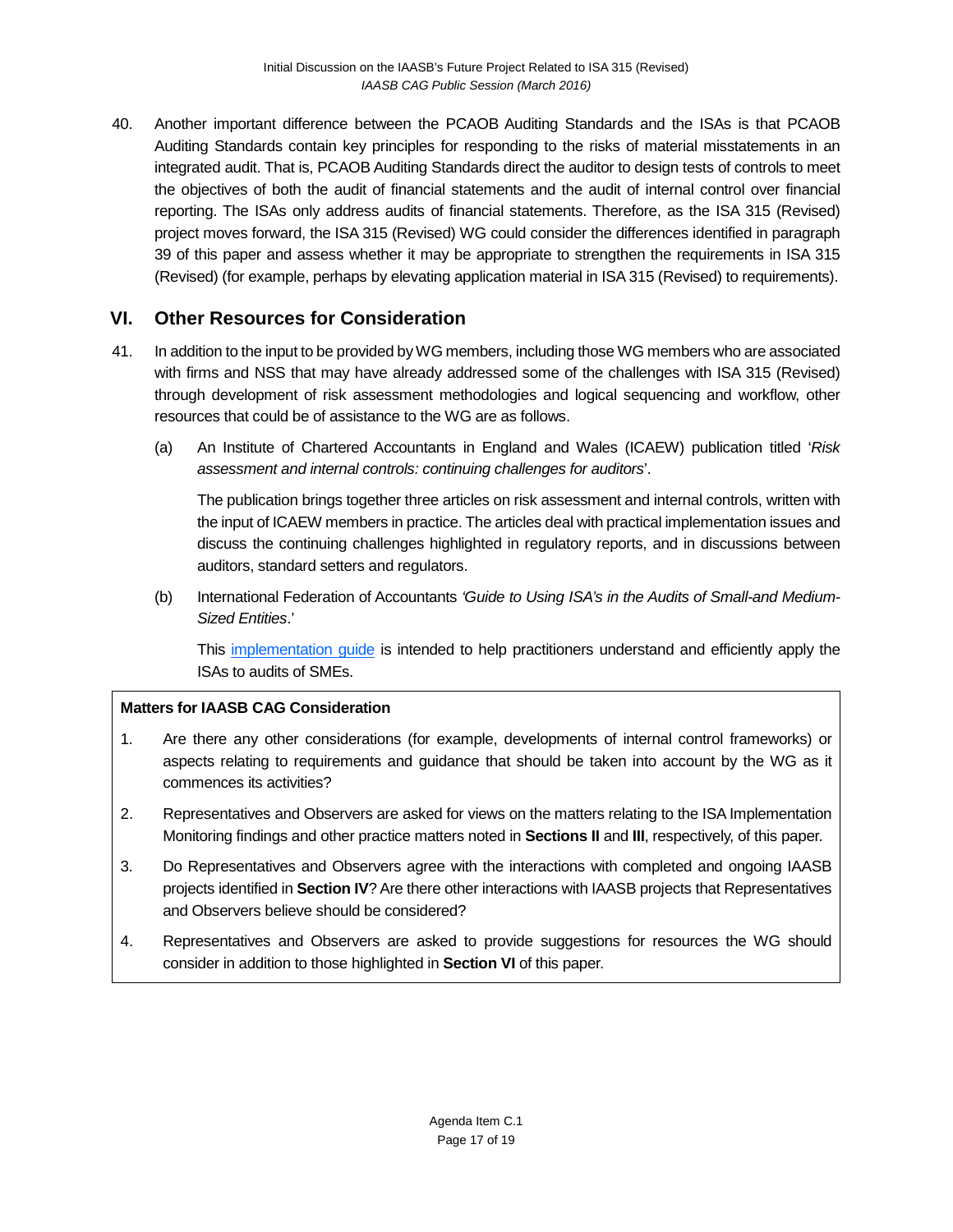40. Another important difference between the PCAOB Auditing Standards and the ISAs is that PCAOB Auditing Standards contain key principles for responding to the risks of material misstatements in an integrated audit. That is, PCAOB Auditing Standards direct the auditor to design tests of controls to meet the objectives of both the audit of financial statements and the audit of internal control over financial reporting. The ISAs only address audits of financial statements. Therefore, as the ISA 315 (Revised) project moves forward, the ISA 315 (Revised) WG could consider the differences identified in paragraph 39 of this paper and assess whether it may be appropriate to strengthen the requirements in ISA 315 (Revised) (for example, perhaps by elevating application material in ISA 315 (Revised) to requirements).

## VI. Other Resources for Consideration

41. In addition to the input to be provided by WG members, including those WG members who are associated with firms and NSS that may have already addressed some of the challenges with ISA 315 (Revised) through development of risk assessment methodologies and logical sequencing and workflow, other resources that could be of assistance to the WG are as follows.

    (a) An Institute of Chartered Accountants in England and Wales (ICAEW) publication titled '*Risk assessment and internal controls: continuing challenges for auditors*'.

    The publication brings together three articles on risk assessment and internal controls, written with the input of ICAEW members in practice. The articles deal with practical implementation issues and discuss the continuing challenges highlighted in regulatory reports, and in discussions between auditors, standard setters and regulators.

    (b) International Federation of Accountants *'Guide to Using ISA's in the Audits of Small-and Medium-Sized Entities*.'

    This implementation guide is intended to help practitioners understand and efficiently apply the ISAs to audits of SMEs.

**Matters for IAASB CAG Consideration**

1. Are there any other considerations (for example, developments of internal control frameworks) or aspects relating to requirements and guidance that should be taken into account by the WG as it commences its activities?
2. Representatives and Observers are asked for views on the matters relating to the ISA Implementation Monitoring findings and other practice matters noted in **Sections II** and **III**, respectively, of this paper.
3. Do Representatives and Observers agree with the interactions with completed and ongoing IAASB projects identified in **Section IV**? Are there other interactions with IAASB projects that Representatives and Observers believe should be considered?
4. Representatives and Observers are asked to provide suggestions for resources the WG should consider in addition to those highlighted in **Section VI** of this paper.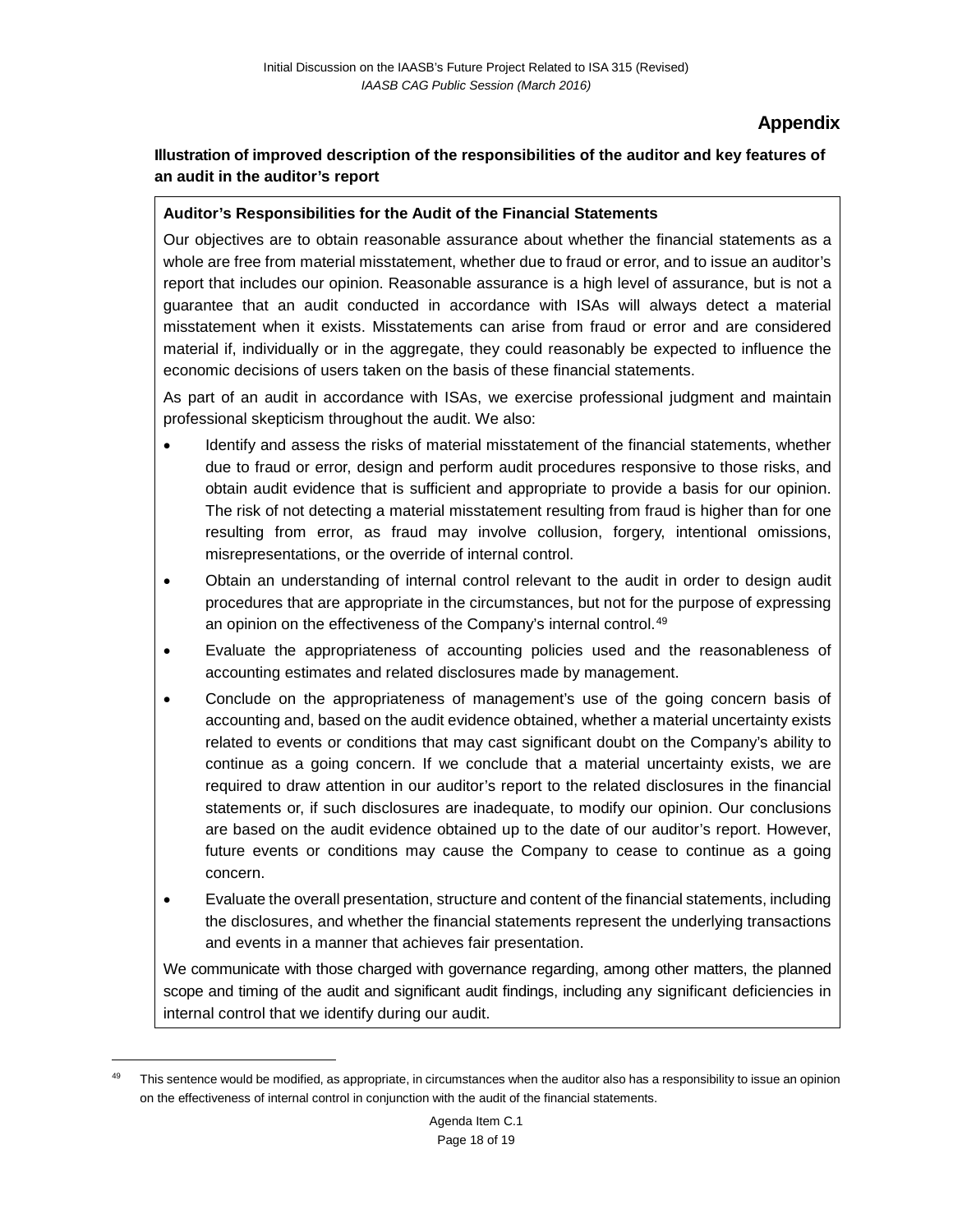## Appendix

**Illustration of improved description of the responsibilities of the auditor and key features of an audit in the auditor's report**

**Auditor's Responsibilities for the Audit of the Financial Statements**

Our objectives are to obtain reasonable assurance about whether the financial statements as a whole are free from material misstatement, whether due to fraud or error, and to issue an auditor's report that includes our opinion. Reasonable assurance is a high level of assurance, but is not a guarantee that an audit conducted in accordance with ISAs will always detect a material misstatement when it exists. Misstatements can arise from fraud or error and are considered material if, individually or in the aggregate, they could reasonably be expected to influence the economic decisions of users taken on the basis of these financial statements.

As part of an audit in accordance with ISAs, we exercise professional judgment and maintain professional skepticism throughout the audit. We also:

- Identify and assess the risks of material misstatement of the financial statements, whether due to fraud or error, design and perform audit procedures responsive to those risks, and obtain audit evidence that is sufficient and appropriate to provide a basis for our opinion. The risk of not detecting a material misstatement resulting from fraud is higher than for one resulting from error, as fraud may involve collusion, forgery, intentional omissions, misrepresentations, or the override of internal control.
- Obtain an understanding of internal control relevant to the audit in order to design audit procedures that are appropriate in the circumstances, but not for the purpose of expressing an opinion on the effectiveness of the Company's internal control.[49]
- Evaluate the appropriateness of accounting policies used and the reasonableness of accounting estimates and related disclosures made by management.
- Conclude on the appropriateness of management's use of the going concern basis of accounting and, based on the audit evidence obtained, whether a material uncertainty exists related to events or conditions that may cast significant doubt on the Company's ability to continue as a going concern. If we conclude that a material uncertainty exists, we are required to draw attention in our auditor's report to the related disclosures in the financial statements or, if such disclosures are inadequate, to modify our opinion. Our conclusions are based on the audit evidence obtained up to the date of our auditor's report. However, future events or conditions may cause the Company to cease to continue as a going concern.
- Evaluate the overall presentation, structure and content of the financial statements, including the disclosures, and whether the financial statements represent the underlying transactions and events in a manner that achieves fair presentation.

We communicate with those charged with governance regarding, among other matters, the planned scope and timing of the audit and significant audit findings, including any significant deficiencies in internal control that we identify during our audit.

[49] This sentence would be modified, as appropriate, in circumstances when the auditor also has a responsibility to issue an opinion on the effectiveness of internal control in conjunction with the audit of the financial statements.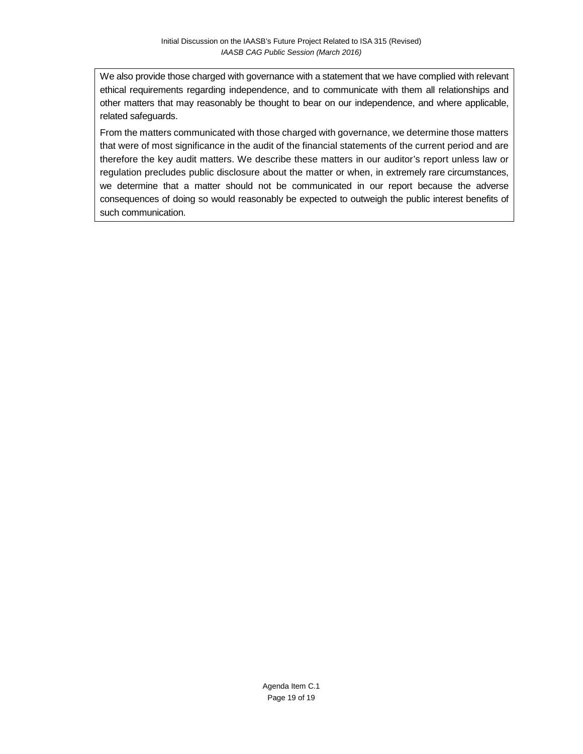We also provide those charged with governance with a statement that we have complied with relevant ethical requirements regarding independence, and to communicate with them all relationships and other matters that may reasonably be thought to bear on our independence, and where applicable, related safeguards.

From the matters communicated with those charged with governance, we determine those matters that were of most significance in the audit of the financial statements of the current period and are therefore the key audit matters. We describe these matters in our auditor's report unless law or regulation precludes public disclosure about the matter or when, in extremely rare circumstances, we determine that a matter should not be communicated in our report because the adverse consequences of doing so would reasonably be expected to outweigh the public interest benefits of such communication.